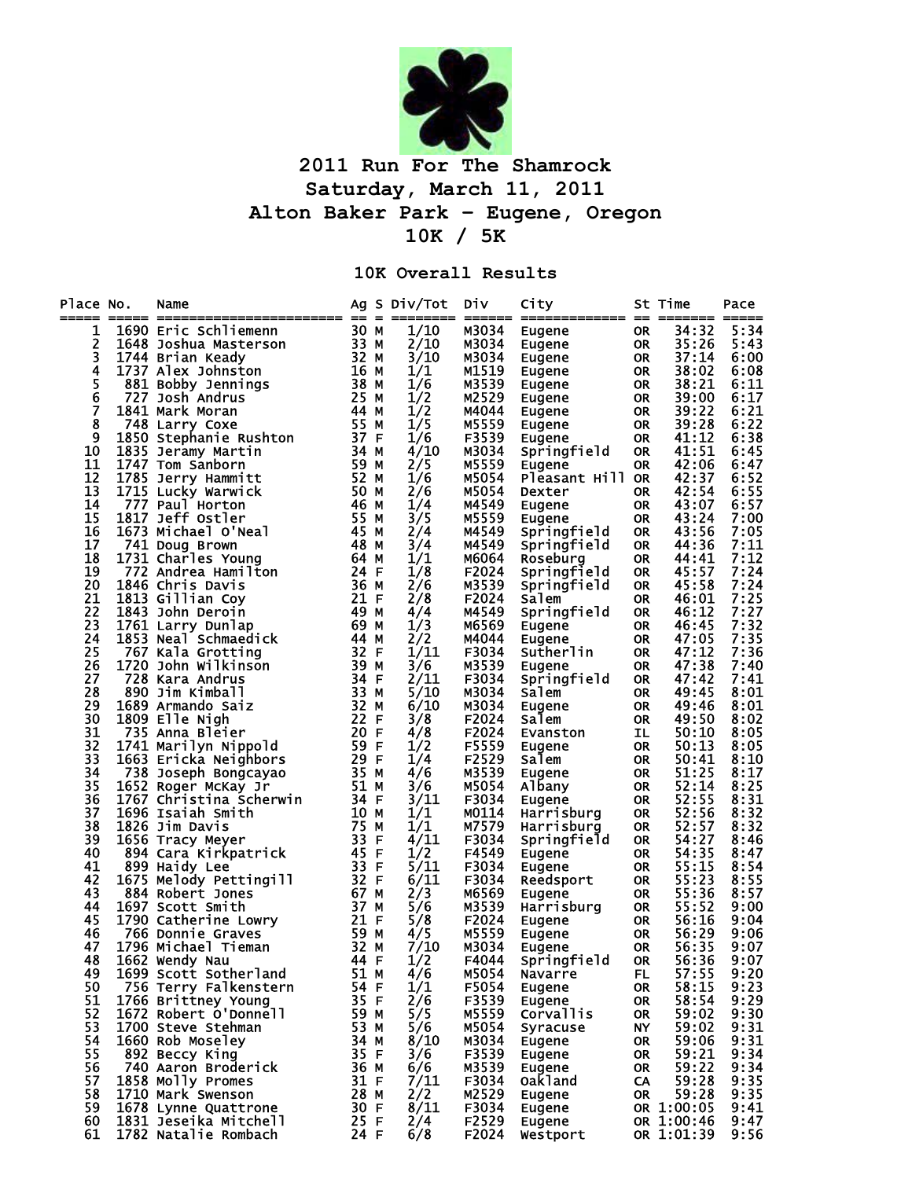# 2011 Run For The Shamrock
# Saturday, March 11, 2011
# Alton Baker Park – Eugene, Oregon
# 10K / 5K

## 10K Overall Results

| Place | No. | Name | Ag | S | Div/Tot | Div | City | St | Time | Pace |
|---|---|---|---|---|---|---|---|---|---|---|
| 1 | 1690 | Eric Schliemenn | 30 | M | 1/10 | M3034 | Eugene | OR | 34:32 | 5:34 |
| 2 | 1648 | Joshua Masterson | 33 | M | 2/10 | M3034 | Eugene | OR | 35:26 | 5:43 |
| 3 | 1744 | Brian Keady | 32 | M | 3/10 | M3034 | Eugene | OR | 37:14 | 6:00 |
| 4 | 1737 | Alex Johnston | 16 | M | 1/1 | M1519 | Eugene | OR | 38:02 | 6:08 |
| 5 | 881 | Bobby Jennings | 38 | M | 1/6 | M3539 | Eugene | OR | 38:21 | 6:11 |
| 6 | 727 | Josh Andrus | 25 | M | 1/2 | M2529 | Eugene | OR | 39:00 | 6:17 |
| 7 | 1841 | Mark Moran | 44 | M | 1/2 | M4044 | Eugene | OR | 39:22 | 6:21 |
| 8 | 748 | Larry Coxe | 55 | M | 1/5 | M5559 | Eugene | OR | 39:28 | 6:22 |
| 9 | 1850 | Stephanie Rushton | 37 | F | 1/6 | F3539 | Eugene | OR | 41:12 | 6:38 |
| 10 | 1835 | Jeramy Martin | 34 | M | 4/10 | M3034 | Springfield | OR | 41:51 | 6:45 |
| 11 | 1747 | Tom Sanborn | 59 | M | 2/5 | M5559 | Eugene | OR | 42:06 | 6:47 |
| 12 | 1785 | Jerry Hammitt | 52 | M | 1/6 | M5054 | Pleasant Hill | OR | 42:37 | 6:52 |
| 13 | 1715 | Lucky Warwick | 50 | M | 2/6 | M5054 | Dexter | OR | 42:54 | 6:55 |
| 14 | 777 | Paul Horton | 46 | M | 1/4 | M4549 | Eugene | OR | 43:07 | 6:57 |
| 15 | 1817 | Jeff Ostler | 55 | M | 3/5 | M5559 | Eugene | OR | 43:24 | 7:00 |
| 16 | 1673 | Michael O'Neal | 45 | M | 2/4 | M4549 | Springfield | OR | 43:56 | 7:05 |
| 17 | 741 | Doug Brown | 48 | M | 3/4 | M4549 | Springfield | OR | 44:36 | 7:11 |
| 18 | 1731 | Charles Young | 64 | M | 1/1 | M6064 | Roseburg | OR | 44:41 | 7:12 |
| 19 | 772 | Andrea Hamilton | 24 | F | 1/8 | F2024 | Springfield | OR | 45:57 | 7:24 |
| 20 | 1846 | Chris Davis | 36 | M | 2/6 | M3539 | Springfield | OR | 45:58 | 7:24 |
| 21 | 1813 | Gillian Coy | 21 | F | 2/8 | F2024 | Salem | OR | 46:01 | 7:25 |
| 22 | 1843 | John Deroin | 49 | M | 4/4 | M4549 | Springfield | OR | 46:12 | 7:27 |
| 23 | 1761 | Larry Dunlap | 69 | M | 1/3 | M6569 | Eugene | OR | 46:45 | 7:32 |
| 24 | 1853 | Neal Schmaedick | 44 | M | 2/2 | M4044 | Eugene | OR | 47:05 | 7:35 |
| 25 | 767 | Kala Grotting | 32 | F | 1/11 | F3034 | Sutherlin | OR | 47:12 | 7:36 |
| 26 | 1720 | John Wilkinson | 39 | M | 3/6 | M3539 | Eugene | OR | 47:38 | 7:40 |
| 27 | 728 | Kara Andrus | 34 | F | 2/11 | F3034 | Springfield | OR | 47:42 | 7:41 |
| 28 | 890 | Jim Kimball | 33 | M | 5/10 | M3034 | Salem | OR | 49:45 | 8:01 |
| 29 | 1689 | Armando Saiz | 32 | M | 6/10 | M3034 | Eugene | OR | 49:46 | 8:01 |
| 30 | 1809 | Elle Nigh | 22 | F | 3/8 | F2024 | Salem | OR | 49:50 | 8:02 |
| 31 | 735 | Anna Bleier | 20 | F | 4/8 | F2024 | Evanston | IL | 50:10 | 8:05 |
| 32 | 1741 | Marilyn Nippold | 59 | F | 1/2 | F5559 | Eugene | OR | 50:13 | 8:05 |
| 33 | 1663 | Ericka Neighbors | 29 | F | 1/4 | F2529 | Salem | OR | 50:41 | 8:10 |
| 34 | 738 | Joseph Bongcayao | 35 | M | 4/6 | M3539 | Eugene | OR | 51:25 | 8:17 |
| 35 | 1652 | Roger McKay Jr | 51 | M | 3/6 | M5054 | Albany | OR | 52:14 | 8:25 |
| 36 | 1767 | Christina Scherwin | 34 | F | 3/11 | F3034 | Eugene | OR | 52:55 | 8:31 |
| 37 | 1696 | Isaiah Smith | 10 | M | 1/1 | M0114 | Harrisburg | OR | 52:56 | 8:32 |
| 38 | 1826 | Jim Davis | 75 | M | 1/1 | M7579 | Harrisburg | OR | 52:57 | 8:32 |
| 39 | 1656 | Tracy Meyer | 33 | F | 4/11 | F3034 | Springfield | OR | 54:27 | 8:46 |
| 40 | 894 | Cara Kirkpatrick | 45 | F | 1/2 | F4549 | Eugene | OR | 54:35 | 8:47 |
| 41 | 899 | Haidy Lee | 33 | F | 5/11 | F3034 | Eugene | OR | 55:15 | 8:54 |
| 42 | 1675 | Melody Pettingill | 32 | F | 6/11 | F3034 | Reedsport | OR | 55:23 | 8:55 |
| 43 | 884 | Robert Jones | 67 | M | 2/3 | M6569 | Eugene | OR | 55:36 | 8:57 |
| 44 | 1697 | Scott Smith | 37 | M | 5/6 | M3539 | Harrisburg | OR | 55:52 | 9:00 |
| 45 | 1790 | Catherine Lowry | 21 | F | 5/8 | F2024 | Eugene | OR | 56:16 | 9:04 |
| 46 | 766 | Donnie Graves | 59 | M | 4/5 | M5559 | Eugene | OR | 56:29 | 9:06 |
| 47 | 1796 | Michael Tieman | 32 | M | 7/10 | M3034 | Eugene | OR | 56:35 | 9:07 |
| 48 | 1662 | Wendy Nau | 44 | F | 1/2 | F4044 | Springfield | OR | 56:36 | 9:07 |
| 49 | 1699 | Scott Sotherland | 51 | M | 4/6 | M5054 | Navarre | FL | 57:55 | 9:20 |
| 50 | 756 | Terry Falkenstern | 54 | F | 1/1 | F5054 | Eugene | OR | 58:15 | 9:23 |
| 51 | 1766 | Brittney Young | 35 | F | 2/6 | F3539 | Eugene | OR | 58:54 | 9:29 |
| 52 | 1672 | Robert O'Donnell | 59 | M | 5/5 | M5559 | Corvallis | OR | 59:02 | 9:30 |
| 53 | 1700 | Steve Stehman | 53 | M | 5/6 | M5054 | Syracuse | NY | 59:02 | 9:31 |
| 54 | 1660 | Rob Moseley | 34 | M | 8/10 | M3034 | Eugene | OR | 59:06 | 9:31 |
| 55 | 892 | Beccy King | 35 | F | 3/6 | F3539 | Eugene | OR | 59:21 | 9:34 |
| 56 | 740 | Aaron Broderick | 36 | M | 6/6 | M3539 | Eugene | OR | 59:22 | 9:34 |
| 57 | 1858 | Molly Promes | 31 | F | 7/11 | F3034 | Oakland | CA | 59:28 | 9:35 |
| 58 | 1710 | Mark Swenson | 28 | M | 2/2 | M2529 | Eugene | OR | 59:28 | 9:35 |
| 59 | 1678 | Lynne Quattrone | 30 | F | 8/11 | F3034 | Eugene | OR | 1:00:05 | 9:41 |
| 60 | 1831 | Jeseika Mitchell | 25 | F | 2/4 | F2529 | Eugene | OR | 1:00:46 | 9:47 |
| 61 | 1782 | Natalie Rombach | 24 | F | 6/8 | F2024 | Westport | OR | 1:01:39 | 9:56 |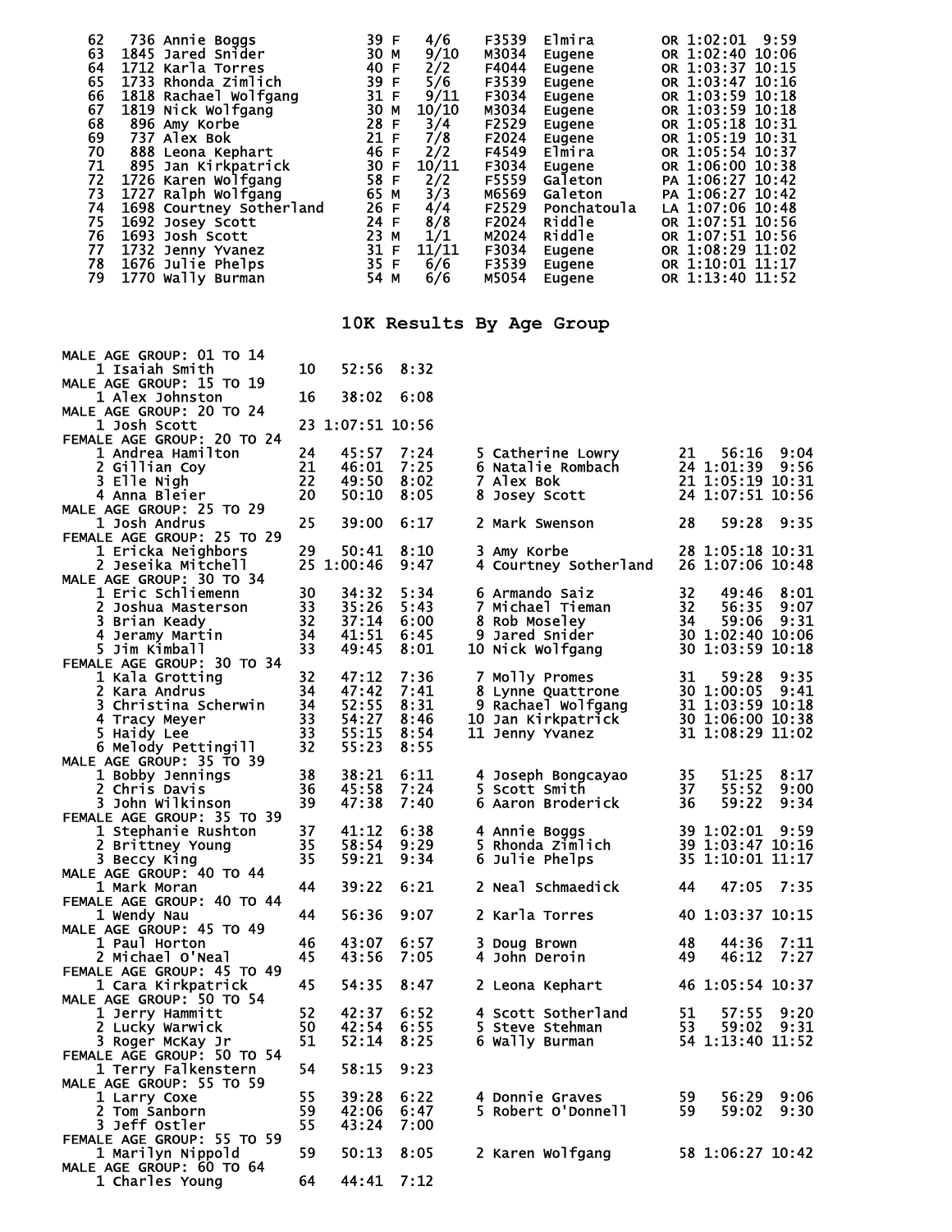| Place | Bib | Name | Age | Sex | Div Place | Division | City | State | Time | Pace |
|---|---|---|---|---|---|---|---|---|---|---|
| 62 | 736 | Annie Boggs | 39 | F | 4/6 | F3539 | Elmira | OR | 1:02:01 | 9:59 |
| 63 | 1845 | Jared Snider | 30 | M | 9/10 | M3034 | Eugene | OR | 1:02:40 | 10:06 |
| 64 | 1712 | Karla Torres | 40 | F | 2/2 | F4044 | Eugene | OR | 1:03:37 | 10:15 |
| 65 | 1733 | Rhonda Zimlich | 39 | F | 5/6 | F3539 | Eugene | OR | 1:03:47 | 10:16 |
| 66 | 1818 | Rachael Wolfgang | 31 | F | 9/11 | F3034 | Eugene | OR | 1:03:59 | 10:18 |
| 67 | 1819 | Nick Wolfgang | 30 | M | 10/10 | M3034 | Eugene | OR | 1:03:59 | 10:18 |
| 68 | 896 | Amy Korbe | 28 | F | 3/4 | F2529 | Eugene | OR | 1:05:18 | 10:31 |
| 69 | 737 | Alex Bok | 21 | F | 7/8 | F2024 | Eugene | OR | 1:05:19 | 10:31 |
| 70 | 888 | Leona Kephart | 46 | F | 2/2 | F4549 | Elmira | OR | 1:05:54 | 10:37 |
| 71 | 895 | Jan Kirkpatrick | 30 | F | 10/11 | F3034 | Eugene | OR | 1:06:00 | 10:38 |
| 72 | 1726 | Karen Wolfgang | 58 | F | 2/2 | F5559 | Galeton | PA | 1:06:27 | 10:42 |
| 73 | 1727 | Ralph Wolfgang | 65 | M | 3/3 | M6569 | Galeton | PA | 1:06:27 | 10:42 |
| 74 | 1698 | Courtney Sotherland | 26 | F | 4/4 | F2529 | Ponchatoula | LA | 1:07:06 | 10:48 |
| 75 | 1692 | Josey Scott | 24 | F | 8/8 | F2024 | Riddle | OR | 1:07:51 | 10:56 |
| 76 | 1693 | Josh Scott | 23 | M | 1/1 | M2024 | Riddle | OR | 1:07:51 | 10:56 |
| 77 | 1732 | Jenny Yvanez | 31 | F | 11/11 | F3034 | Eugene | OR | 1:08:29 | 11:02 |
| 78 | 1676 | Julie Phelps | 35 | F | 6/6 | F3539 | Eugene | OR | 1:10:01 | 11:17 |
| 79 | 1770 | Wally Burman | 54 | M | 6/6 | M5054 | Eugene | OR | 1:13:40 | 11:52 |

## 10K Results By Age Group

**MALE AGE GROUP: 01 TO 14**

| Place | Name | Age | Time | Pace |
|---|---|---|---|---|
| 1 | Isaiah Smith | 10 | 52:56 | 8:32 |

**MALE AGE GROUP: 15 TO 19**

| Place | Name | Age | Time | Pace |
|---|---|---|---|---|
| 1 | Alex Johnston | 16 | 38:02 | 6:08 |

**MALE AGE GROUP: 20 TO 24**

| Place | Name | Age | Time | Pace |
|---|---|---|---|---|
| 1 | Josh Scott | 23 | 1:07:51 | 10:56 |

**FEMALE AGE GROUP: 20 TO 24**

| Place | Name | Age | Time | Pace |
|---|---|---|---|---|
| 1 | Andrea Hamilton | 24 | 45:57 | 7:24 |
| 2 | Gillian Coy | 21 | 46:01 | 7:25 |
| 3 | Elle Nigh | 22 | 49:50 | 8:02 |
| 4 | Anna Bleier | 20 | 50:10 | 8:05 |
| 5 | Catherine Lowry | 21 | 56:16 | 9:04 |
| 6 | Natalie Rombach | 24 | 1:01:39 | 9:56 |
| 7 | Alex Bok | 21 | 1:05:19 | 10:31 |
| 8 | Josey Scott | 24 | 1:07:51 | 10:56 |

**MALE AGE GROUP: 25 TO 29**

| Place | Name | Age | Time | Pace |
|---|---|---|---|---|
| 1 | Josh Andrus | 25 | 39:00 | 6:17 |
| 2 | Mark Swenson | 28 | 59:28 | 9:35 |

**FEMALE AGE GROUP: 25 TO 29**

| Place | Name | Age | Time | Pace |
|---|---|---|---|---|
| 1 | Ericka Neighbors | 29 | 50:41 | 8:10 |
| 2 | Jeseika Mitchell | 25 | 1:00:46 | 9:47 |
| 3 | Amy Korbe | 28 | 1:05:18 | 10:31 |
| 4 | Courtney Sotherland | 26 | 1:07:06 | 10:48 |

**MALE AGE GROUP: 30 TO 34**

| Place | Name | Age | Time | Pace |
|---|---|---|---|---|
| 1 | Eric Schliemenn | 30 | 34:32 | 5:34 |
| 2 | Joshua Masterson | 33 | 35:26 | 5:43 |
| 3 | Brian Keady | 32 | 37:14 | 6:00 |
| 4 | Jeramy Martin | 34 | 41:51 | 6:45 |
| 5 | Jim Kimball | 33 | 49:45 | 8:01 |
| 6 | Armando Saiz | 32 | 49:46 | 8:01 |
| 7 | Michael Tieman | 32 | 56:35 | 9:07 |
| 8 | Rob Moseley | 34 | 59:06 | 9:31 |
| 9 | Jared Snider | 30 | 1:02:40 | 10:06 |
| 10 | Nick Wolfgang | 30 | 1:03:59 | 10:18 |

**FEMALE AGE GROUP: 30 TO 34**

| Place | Name | Age | Time | Pace |
|---|---|---|---|---|
| 1 | Kala Grotting | 32 | 47:12 | 7:36 |
| 2 | Kara Andrus | 34 | 47:42 | 7:41 |
| 3 | Christina Scherwin | 34 | 52:55 | 8:31 |
| 4 | Tracy Meyer | 33 | 54:27 | 8:46 |
| 5 | Haidy Lee | 33 | 55:15 | 8:54 |
| 6 | Melody Pettingill | 32 | 55:23 | 8:55 |
| 7 | Molly Promes | 31 | 59:28 | 9:35 |
| 8 | Lynne Quattrone | 30 | 1:00:05 | 9:41 |
| 9 | Rachael Wolfgang | 31 | 1:03:59 | 10:18 |
| 10 | Jan Kirkpatrick | 30 | 1:06:00 | 10:38 |
| 11 | Jenny Yvanez | 31 | 1:08:29 | 11:02 |

**MALE AGE GROUP: 35 TO 39**

| Place | Name | Age | Time | Pace |
|---|---|---|---|---|
| 1 | Bobby Jennings | 38 | 38:21 | 6:11 |
| 2 | Chris Davis | 36 | 45:58 | 7:24 |
| 3 | John Wilkinson | 39 | 47:38 | 7:40 |
| 4 | Joseph Bongcayao | 35 | 51:25 | 8:17 |
| 5 | Scott Smith | 37 | 55:52 | 9:00 |
| 6 | Aaron Broderick | 36 | 59:22 | 9:34 |

**FEMALE AGE GROUP: 35 TO 39**

| Place | Name | Age | Time | Pace |
|---|---|---|---|---|
| 1 | Stephanie Rushton | 37 | 41:12 | 6:38 |
| 2 | Brittney Young | 35 | 58:54 | 9:29 |
| 3 | Beccy King | 35 | 59:21 | 9:34 |
| 4 | Annie Boggs | 39 | 1:02:01 | 9:59 |
| 5 | Rhonda Zimlich | 39 | 1:03:47 | 10:16 |
| 6 | Julie Phelps | 35 | 1:10:01 | 11:17 |

**MALE AGE GROUP: 40 TO 44**

| Place | Name | Age | Time | Pace |
|---|---|---|---|---|
| 1 | Mark Moran | 44 | 39:22 | 6:21 |
| 2 | Neal Schmaedick | 44 | 47:05 | 7:35 |

**FEMALE AGE GROUP: 40 TO 44**

| Place | Name | Age | Time | Pace |
|---|---|---|---|---|
| 1 | Wendy Nau | 44 | 56:36 | 9:07 |
| 2 | Karla Torres | 40 | 1:03:37 | 10:15 |

**MALE AGE GROUP: 45 TO 49**

| Place | Name | Age | Time | Pace |
|---|---|---|---|---|
| 1 | Paul Horton | 46 | 43:07 | 6:57 |
| 2 | Michael O'Neal | 45 | 43:56 | 7:05 |
| 3 | Doug Brown | 48 | 44:36 | 7:11 |
| 4 | John Deroin | 49 | 46:12 | 7:27 |

**FEMALE AGE GROUP: 45 TO 49**

| Place | Name | Age | Time | Pace |
|---|---|---|---|---|
| 1 | Cara Kirkpatrick | 45 | 54:35 | 8:47 |
| 2 | Leona Kephart | 46 | 1:05:54 | 10:37 |

**MALE AGE GROUP: 50 TO 54**

| Place | Name | Age | Time | Pace |
|---|---|---|---|---|
| 1 | Jerry Hammitt | 52 | 42:37 | 6:52 |
| 2 | Lucky Warwick | 50 | 42:54 | 6:55 |
| 3 | Roger McKay Jr | 51 | 52:14 | 8:25 |
| 4 | Scott Sotherland | 51 | 57:55 | 9:20 |
| 5 | Steve Stehman | 53 | 59:02 | 9:31 |
| 6 | Wally Burman | 54 | 1:13:40 | 11:52 |

**FEMALE AGE GROUP: 50 TO 54**

| Place | Name | Age | Time | Pace |
|---|---|---|---|---|
| 1 | Terry Falkenstern | 54 | 58:15 | 9:23 |

**MALE AGE GROUP: 55 TO 59**

| Place | Name | Age | Time | Pace |
|---|---|---|---|---|
| 1 | Larry Coxe | 55 | 39:28 | 6:22 |
| 2 | Tom Sanborn | 59 | 42:06 | 6:47 |
| 3 | Jeff Ostler | 55 | 43:24 | 7:00 |
| 4 | Donnie Graves | 59 | 56:29 | 9:06 |
| 5 | Robert O'Donnell | 59 | 59:02 | 9:30 |

**FEMALE AGE GROUP: 55 TO 59**

| Place | Name | Age | Time | Pace |
|---|---|---|---|---|
| 1 | Marilyn Nippold | 59 | 50:13 | 8:05 |
| 2 | Karen Wolfgang | 58 | 1:06:27 | 10:42 |

**MALE AGE GROUP: 60 TO 64**

| Place | Name | Age | Time | Pace |
|---|---|---|---|---|
| 1 | Charles Young | 64 | 44:41 | 7:12 |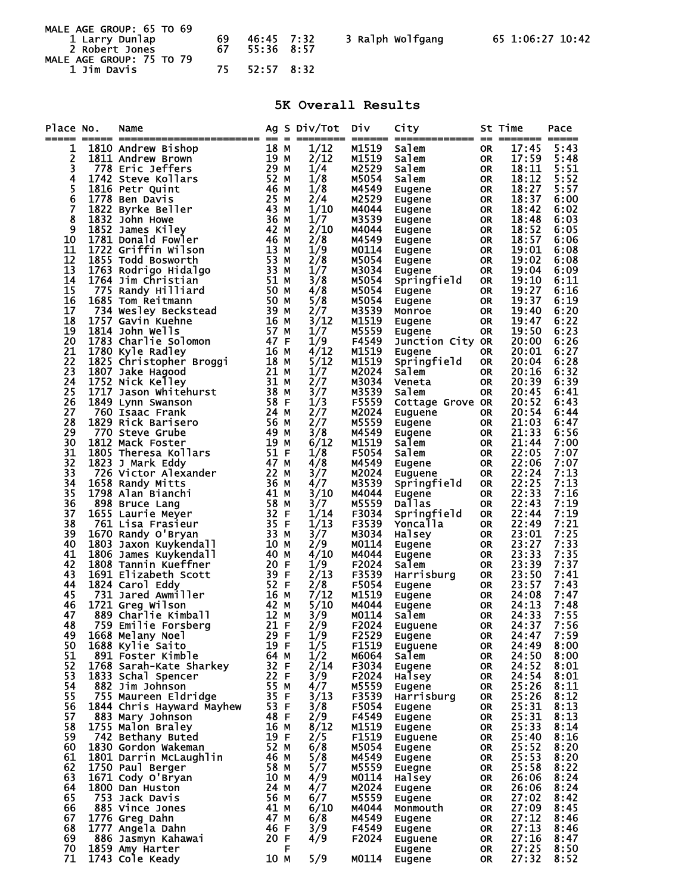MALE AGE GROUP: 65 TO 69

| Place | Name | Age | Time | Pace |
|---|---|---|---|---|
| 1 | Larry Dunlap | 69 | 46:45 | 7:32 |
| 2 | Robert Jones | 67 | 55:36 | 8:57 |
| 3 | Ralph Wolfgang | 65 | 1:06:27 | 10:42 |

MALE AGE GROUP: 75 TO 79

| Place | Name | Age | Time | Pace |
|---|---|---|---|---|
| 1 | Jim Davis | 75 | 52:57 | 8:32 |

## 5K Overall Results

| Place | No. | Name | Ag | S | Div/Tot | Div | City | St | Time | Pace |
|---|---|---|---|---|---|---|---|---|---|---|
| 1 | 1810 | Andrew Bishop | 18 | M | 1/12 | M1519 | Salem | OR | 17:45 | 5:43 |
| 2 | 1811 | Andrew Brown | 19 | M | 2/12 | M1519 | Salem | OR | 17:59 | 5:48 |
| 3 | 778 | Eric Jeffers | 29 | M | 1/4 | M2529 | Salem | OR | 18:11 | 5:51 |
| 4 | 1742 | Steve Kollars | 52 | M | 1/8 | M5054 | Salem | OR | 18:12 | 5:52 |
| 5 | 1816 | Petr Quint | 46 | M | 1/8 | M4549 | Eugene | OR | 18:27 | 5:57 |
| 6 | 1778 | Ben Davis | 25 | M | 2/4 | M2529 | Eugene | OR | 18:37 | 6:00 |
| 7 | 1822 | Byrke Beller | 43 | M | 1/10 | M4044 | Eugene | OR | 18:42 | 6:02 |
| 8 | 1832 | John Howe | 36 | M | 1/7 | M3539 | Eugene | OR | 18:48 | 6:03 |
| 9 | 1852 | James Kiley | 42 | M | 2/10 | M4044 | Eugene | OR | 18:52 | 6:05 |
| 10 | 1781 | Donald Fowler | 46 | M | 2/8 | M4549 | Eugene | OR | 18:57 | 6:06 |
| 11 | 1722 | Griffin Wilson | 13 | M | 1/9 | M0114 | Eugene | OR | 19:01 | 6:08 |
| 12 | 1855 | Todd Bosworth | 53 | M | 2/8 | M5054 | Eugene | OR | 19:02 | 6:08 |
| 13 | 1763 | Rodrigo Hidalgo | 33 | M | 1/7 | M3034 | Eugene | OR | 19:04 | 6:09 |
| 14 | 1764 | Jim Christian | 51 | M | 3/8 | M5054 | Springfield | OR | 19:10 | 6:11 |
| 15 | 775 | Randy Hilliard | 50 | M | 4/8 | M5054 | Eugene | OR | 19:27 | 6:16 |
| 16 | 1685 | Tom Reitmann | 50 | M | 5/8 | M5054 | Eugene | OR | 19:37 | 6:19 |
| 17 | 734 | Wesley Beckstead | 39 | M | 2/7 | M3539 | Monroe | OR | 19:40 | 6:20 |
| 18 | 1757 | Gavin Kuehne | 16 | M | 3/12 | M1519 | Eugene | OR | 19:47 | 6:22 |
| 19 | 1814 | John Wells | 57 | M | 1/7 | M5559 | Eugene | OR | 19:50 | 6:23 |
| 20 | 1783 | Charlie Solomon | 47 | F | 1/9 | F4549 | Junction City | OR | 20:00 | 6:26 |
| 21 | 1780 | Kyle Radley | 16 | M | 4/12 | M1519 | Eugene | OR | 20:01 | 6:27 |
| 22 | 1825 | Christopher Broggi | 18 | M | 5/12 | M1519 | Springfield | OR | 20:04 | 6:28 |
| 23 | 1807 | Jake Hagood | 21 | M | 1/7 | M2024 | Salem | OR | 20:16 | 6:32 |
| 24 | 1752 | Nick Kelley | 31 | M | 2/7 | M3034 | Veneta | OR | 20:39 | 6:39 |
| 25 | 1717 | Jason Whitehurst | 38 | M | 3/7 | M3539 | Salem | OR | 20:45 | 6:41 |
| 26 | 1849 | Lynn Swanson | 58 | F | 1/3 | F5559 | Cottage Grove | OR | 20:52 | 6:43 |
| 27 | 760 | Isaac Frank | 24 | M | 2/7 | M2024 | Euguene | OR | 20:54 | 6:44 |
| 28 | 1829 | Rick Barisero | 56 | M | 2/7 | M5559 | Eugene | OR | 21:03 | 6:47 |
| 29 | 770 | Steve Grube | 49 | M | 3/8 | M4549 | Eugene | OR | 21:33 | 6:56 |
| 30 | 1812 | Mack Foster | 19 | M | 6/12 | M1519 | Salem | OR | 21:44 | 7:00 |
| 31 | 1805 | Theresa Kollars | 51 | F | 1/8 | F5054 | Salem | OR | 22:05 | 7:07 |
| 32 | 1823 | J Mark Eddy | 47 | M | 4/8 | M4549 | Eugene | OR | 22:06 | 7:07 |
| 33 | 726 | Victor Alexander | 22 | M | 3/7 | M2024 | Euguene | OR | 22:24 | 7:13 |
| 34 | 1658 | Randy Mitts | 36 | M | 4/7 | M3539 | Springfield | OR | 22:25 | 7:13 |
| 35 | 1798 | Alan Bianchi | 41 | M | 3/10 | M4044 | Eugene | OR | 22:33 | 7:16 |
| 36 | 898 | Bruce Lang | 58 | M | 3/7 | M5559 | Dallas | OR | 22:43 | 7:19 |
| 37 | 1655 | Laurie Meyer | 32 | F | 1/14 | F3034 | Springfield | OR | 22:44 | 7:19 |
| 38 | 761 | Lisa Frasieur | 35 | F | 1/13 | F3539 | Yoncalla | OR | 22:49 | 7:21 |
| 39 | 1670 | Randy O'Bryan | 33 | M | 3/7 | M3034 | Halsey | OR | 23:01 | 7:25 |
| 40 | 1803 | Jaxon Kuykendall | 10 | M | 2/9 | M0114 | Eugene | OR | 23:27 | 7:33 |
| 41 | 1806 | James Kuykendall | 40 | M | 4/10 | M4044 | Eugene | OR | 23:33 | 7:35 |
| 42 | 1808 | Tannin Kueffner | 20 | F | 1/9 | F2024 | Salem | OR | 23:39 | 7:37 |
| 43 | 1691 | Elizabeth Scott | 39 | F | 2/13 | F3539 | Harrisburg | OR | 23:50 | 7:41 |
| 44 | 1824 | Carol Eddy | 52 | F | 2/8 | F5054 | Eugene | OR | 23:57 | 7:43 |
| 45 | 731 | Jared Awmiller | 16 | M | 7/12 | M1519 | Eugene | OR | 24:08 | 7:47 |
| 46 | 1721 | Greg Wilson | 42 | M | 5/10 | M4044 | Eugene | OR | 24:13 | 7:48 |
| 47 | 889 | Charlie Kimball | 12 | M | 3/9 | M0114 | Salem | OR | 24:33 | 7:55 |
| 48 | 759 | Emilie Forsberg | 21 | F | 2/9 | F2024 | Euguene | OR | 24:37 | 7:56 |
| 49 | 1668 | Melany Noel | 29 | F | 1/9 | F2529 | Eugene | OR | 24:47 | 7:59 |
| 50 | 1688 | Kylie Saito | 19 | F | 1/5 | F1519 | Euguene | OR | 24:49 | 8:00 |
| 51 | 891 | Foster Kimble | 64 | M | 1/2 | M6064 | Salem | OR | 24:50 | 8:00 |
| 52 | 1768 | Sarah-Kate Sharkey | 32 | F | 2/14 | F3034 | Eugene | OR | 24:52 | 8:01 |
| 53 | 1833 | Schal Spencer | 22 | F | 3/9 | F2024 | Halsey | OR | 24:54 | 8:01 |
| 54 | 882 | Jim Johnson | 55 | M | 4/7 | M5559 | Eugene | OR | 25:26 | 8:11 |
| 55 | 755 | Maureen Eldridge | 35 | F | 3/13 | F3539 | Harrisburg | OR | 25:26 | 8:12 |
| 56 | 1844 | Chris Hayward Mayhew | 53 | F | 3/8 | F5054 | Eugene | OR | 25:31 | 8:13 |
| 57 | 883 | Mary Johnson | 48 | F | 2/9 | F4549 | Eugene | OR | 25:31 | 8:13 |
| 58 | 1755 | Malon Braley | 16 | M | 8/12 | M1519 | Eugene | OR | 25:33 | 8:14 |
| 59 | 742 | Bethany Buted | 19 | F | 2/5 | F1519 | Euguene | OR | 25:40 | 8:16 |
| 60 | 1830 | Gordon Wakeman | 52 | M | 6/8 | M5054 | Eugene | OR | 25:52 | 8:20 |
| 61 | 1801 | Darrin McLaughlin | 46 | M | 5/8 | M4549 | Eugene | OR | 25:53 | 8:20 |
| 62 | 1750 | Paul Berger | 58 | M | 5/7 | M5559 | Euegne | OR | 25:58 | 8:22 |
| 63 | 1671 | Cody O'Bryan | 10 | M | 4/9 | M0114 | Halsey | OR | 26:06 | 8:24 |
| 64 | 1800 | Dan Huston | 24 | M | 4/7 | M2024 | Eugene | OR | 26:06 | 8:24 |
| 65 | 753 | Jack Davis | 56 | M | 6/7 | M5559 | Eugene | OR | 27:02 | 8:42 |
| 66 | 885 | Vince Jones | 41 | M | 6/10 | M4044 | Monmouth | OR | 27:09 | 8:45 |
| 67 | 1776 | Greg Dahn | 47 | M | 6/8 | M4549 | Eugene | OR | 27:12 | 8:46 |
| 68 | 1777 | Angela Dahn | 46 | F | 3/9 | F4549 | Eugene | OR | 27:13 | 8:46 |
| 69 | 886 | Jasmyn Kahawai | 20 | F | 4/9 | F2024 | Euguene | OR | 27:16 | 8:47 |
| 70 | 1859 | Amy Harter | | F | | | Eugene | OR | 27:25 | 8:50 |
| 71 | 1743 | Cole Keady | 10 | M | 5/9 | M0114 | Eugene | OR | 27:32 | 8:52 |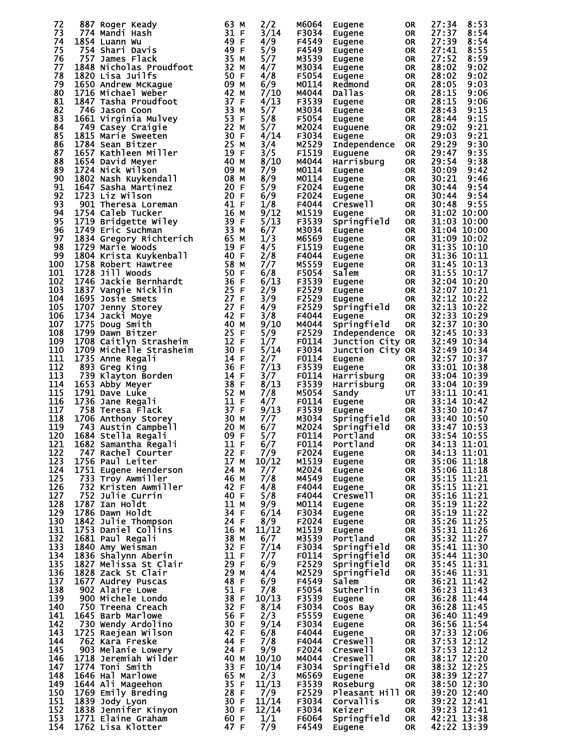| | | | | | | | | | | |
|---|---|---|---|---|---|---|---|---|---|---|
| 72 | 887 | Roger Keady | 63 | M | 2/2 | M6064 | Eugene | OR | 27:34 | 8:53 |
| 73 | 774 | Mandi Hash | 31 | F | 3/14 | F3034 | Eugene | OR | 27:37 | 8:54 |
| 74 | 1854 | Luann Wu | 49 | F | 4/9 | F4549 | Eugene | OR | 27:39 | 8:54 |
| 75 | 754 | Shari Davis | 49 | F | 5/9 | F4549 | Eugene | OR | 27:41 | 8:55 |
| 76 | 757 | James Flack | 35 | M | 5/7 | M3539 | Eugene | OR | 27:52 | 8:59 |
| 77 | 1848 | Nicholas Proudfoot | 32 | M | 4/7 | M3034 | Eugene | OR | 28:02 | 9:02 |
| 78 | 1820 | Lisa Juilfs | 50 | F | 4/8 | F5054 | Eugene | OR | 28:02 | 9:02 |
| 79 | 1650 | Andrew McKague | 09 | M | 6/9 | M0114 | Redmond | OR | 28:05 | 9:03 |
| 80 | 1716 | Michael Weber | 42 | M | 7/10 | M4044 | Dallas | OR | 28:15 | 9:06 |
| 81 | 1847 | Tasha Proudfoot | 37 | F | 4/13 | F3539 | Eugene | OR | 28:15 | 9:06 |
| 82 | 746 | Jason Coon | 33 | M | 5/7 | M3034 | Eugene | OR | 28:43 | 9:15 |
| 83 | 1661 | Virginia Mulvey | 53 | F | 5/8 | F5054 | Eugene | OR | 28:44 | 9:15 |
| 84 | 749 | Casey Craigie | 22 | M | 5/7 | M2024 | Euguene | OR | 29:02 | 9:21 |
| 85 | 1815 | Marie Sweeten | 30 | F | 4/14 | F3034 | Eugene | OR | 29:03 | 9:21 |
| 86 | 1784 | Sean Bitzer | 25 | M | 3/4 | M2529 | Independence | OR | 29:29 | 9:30 |
| 87 | 1657 | Kathleen Miller | 19 | F | 3/5 | F1519 | Euguene | OR | 29:47 | 9:35 |
| 88 | 1654 | David Meyer | 40 | M | 8/10 | M4044 | Harrisburg | OR | 29:54 | 9:38 |
| 89 | 1724 | Nick Wilson | 09 | M | 7/9 | M0114 | Eugene | OR | 30:09 | 9:42 |
| 90 | 1802 | Nash Kuykendall | 08 | M | 8/9 | M0114 | Eugene | OR | 30:21 | 9:46 |
| 91 | 1647 | Sasha Martinez | 20 | F | 5/9 | F2024 | Eugene | OR | 30:44 | 9:54 |
| 92 | 1723 | Liz Wilson | 20 | F | 6/9 | F2024 | Eugene | OR | 30:44 | 9:54 |
| 93 | 901 | Theresa Loreman | 41 | F | 1/8 | F4044 | Creswell | OR | 30:48 | 9:55 |
| 94 | 1754 | Caleb Tucker | 16 | M | 9/12 | M1519 | Eugene | OR | 31:02 | 10:00 |
| 95 | 1719 | Bridgette Wiley | 39 | F | 5/13 | F3539 | Springfield | OR | 31:03 | 10:00 |
| 96 | 1749 | Eric Suchman | 33 | M | 6/7 | M3034 | Eugene | OR | 31:04 | 10:00 |
| 97 | 1834 | Gregory Richterich | 65 | M | 1/3 | M6569 | Eugene | OR | 31:09 | 10:02 |
| 98 | 1729 | Marie Woods | 19 | F | 4/5 | F1519 | Eugene | OR | 31:35 | 10:10 |
| 99 | 1804 | Krista Kuykenball | 40 | F | 2/8 | F4044 | Eugene | OR | 31:36 | 10:11 |
| 100 | 1758 | Robert Hawtree | 58 | M | 7/7 | M5559 | Eugene | OR | 31:45 | 10:13 |
| 101 | 1728 | Jill Woods | 50 | F | 6/8 | F5054 | Salem | OR | 31:55 | 10:17 |
| 102 | 1746 | Jackie Bernhardt | 36 | F | 6/13 | F3539 | Eugene | OR | 32:04 | 10:20 |
| 103 | 1837 | Vangie Nicklin | 25 | F | 2/9 | F2529 | Eugene | OR | 32:07 | 10:21 |
| 104 | 1695 | Josie Smets | 27 | F | 3/9 | F2529 | Eugene | OR | 32:12 | 10:22 |
| 105 | 1707 | Jenny Storey | 27 | F | 4/9 | F2529 | Springfield | OR | 32:13 | 10:22 |
| 106 | 1734 | Jacki Moye | 42 | F | 3/8 | F4044 | Eugene | OR | 32:33 | 10:29 |
| 107 | 1775 | Doug Smith | 40 | M | 9/10 | M4044 | Springfield | OR | 32:37 | 10:30 |
| 108 | 1799 | Dawn Bitzer | 25 | F | 5/9 | F2529 | Independence | OR | 32:45 | 10:33 |
| 109 | 1708 | Caitlyn Strasheim | 12 | F | 1/7 | F0114 | Junction City | OR | 32:49 | 10:34 |
| 110 | 1709 | Michelle Strasheim | 30 | F | 5/14 | F3034 | Junction City | OR | 32:49 | 10:34 |
| 111 | 1735 | Anne Regali | 14 | F | 2/7 | F0114 | Eugene | OR | 32:57 | 10:37 |
| 112 | 893 | Greg King | 36 | F | 7/13 | F3539 | Eugene | OR | 33:01 | 10:38 |
| 113 | 739 | Klayton Borden | 14 | F | 3/7 | F0114 | Harrisburg | OR | 33:04 | 10:39 |
| 114 | 1653 | Abby Meyer | 38 | F | 8/13 | F3539 | Harrisburg | OR | 33:04 | 10:39 |
| 115 | 1791 | Dave Luke | 52 | M | 7/8 | M5054 | Sandy | UT | 33:11 | 10:41 |
| 116 | 1736 | Jane Regali | 11 | F | 4/7 | F0114 | Eugene | OR | 33:14 | 10:42 |
| 117 | 758 | Teresa Flack | 37 | F | 9/13 | F3539 | Eugene | OR | 33:30 | 10:47 |
| 118 | 1706 | Anthony Storey | 30 | M | 7/7 | M3034 | Springfield | OR | 33:40 | 10:50 |
| 119 | 743 | Austin Campbell | 20 | M | 6/7 | M2024 | Springfield | OR | 33:47 | 10:53 |
| 120 | 1684 | Stella Regali | 09 | F | 5/7 | F0114 | Portland | OR | 33:54 | 10:55 |
| 121 | 1682 | Samantha Regali | 11 | F | 6/7 | F0114 | Portland | OR | 34:13 | 11:01 |
| 122 | 747 | Rachel Courter | 22 | F | 7/9 | F2024 | Eugene | OR | 34:13 | 11:01 |
| 123 | 1756 | Paul Leiter | 17 | M | 10/12 | M1519 | Eugene | OR | 35:06 | 11:18 |
| 124 | 1751 | Eugene Henderson | 24 | M | 7/7 | M2024 | Eugene | OR | 35:06 | 11:18 |
| 125 | 733 | Troy Awmiller | 46 | M | 7/8 | M4549 | Eugene | OR | 35:15 | 11:21 |
| 126 | 732 | Kristen Awmiller | 42 | F | 4/8 | F4044 | Eugene | OR | 35:15 | 11:21 |
| 127 | 752 | Julie Currin | 40 | F | 5/8 | F4044 | Creswell | OR | 35:16 | 11:21 |
| 128 | 1787 | Ian Holdt | 11 | M | 9/9 | M0114 | Eugene | OR | 35:19 | 11:22 |
| 129 | 1786 | Dawn Holdt | 34 | F | 6/14 | F3034 | Eugene | OR | 35:19 | 11:22 |
| 130 | 1842 | Julie Thompson | 24 | F | 8/9 | F2024 | Eugene | OR | 35:26 | 11:25 |
| 131 | 1753 | Daniel Collins | 16 | M | 11/12 | M1519 | Eugene | OR | 35:31 | 11:26 |
| 132 | 1681 | Paul Regali | 38 | M | 6/7 | M3539 | Portland | OR | 35:32 | 11:27 |
| 133 | 1840 | Amy Weisman | 32 | F | 7/14 | F3034 | Springfield | OR | 35:41 | 11:30 |
| 134 | 1836 | Shalynn Aberin | 11 | F | 7/7 | F0114 | Springfield | OR | 35:44 | 11:30 |
| 135 | 1827 | Melissa St Clair | 29 | F | 6/9 | F2529 | Springfield | OR | 35:45 | 11:31 |
| 136 | 1828 | Zack St Clair | 29 | M | 4/4 | M2529 | Springfield | OR | 35:46 | 11:31 |
| 137 | 1677 | Audrey Puscas | 48 | F | 6/9 | F4549 | Salem | OR | 36:21 | 11:42 |
| 138 | 902 | Alaire Lowe | 51 | F | 7/8 | F5054 | Sutherlin | OR | 36:23 | 11:43 |
| 139 | 900 | Michele Londo | 38 | F | 10/13 | F3539 | Eugene | OR | 36:28 | 11:44 |
| 140 | 750 | Treena Creach | 32 | F | 8/14 | F3034 | Coos Bay | OR | 36:28 | 11:45 |
| 141 | 1645 | Barb Marlowe | 56 | F | 2/3 | F5559 | Eugene | OR | 36:40 | 11:49 |
| 142 | 730 | Wendy Ardolino | 30 | F | 9/14 | F3034 | Eugene | OR | 36:56 | 11:54 |
| 143 | 1725 | Raejean Wilson | 42 | F | 6/8 | F4044 | Eugene | OR | 37:33 | 12:06 |
| 144 | 762 | Kara Freske | 44 | F | 7/8 | F4044 | Creswell | OR | 37:53 | 12:12 |
| 145 | 903 | Melanie Lowery | 24 | F | 9/9 | F2024 | Creswell | OR | 37:53 | 12:12 |
| 146 | 1718 | Jeremiah Wilder | 40 | M | 10/10 | M4044 | Creswell | OR | 38:17 | 12:20 |
| 147 | 1774 | Toni Smith | 33 | F | 10/14 | F3034 | Springfield | OR | 38:32 | 12:25 |
| 148 | 1646 | Hal Marlowe | 65 | M | 2/3 | M6569 | Eugene | OR | 38:39 | 12:27 |
| 149 | 1644 | Ali Mageehon | 35 | F | 11/13 | F3539 | Roseburg | OR | 38:50 | 12:30 |
| 150 | 1769 | Emily Breding | 28 | F | 7/9 | F2529 | Pleasant Hill | OR | 39:20 | 12:40 |
| 151 | 1839 | Jody Lyon | 30 | F | 11/14 | F3034 | Corvallis | OR | 39:22 | 12:41 |
| 152 | 1838 | Jennifer Kinyon | 30 | F | 12/14 | F3034 | Keizer | OR | 39:23 | 12:41 |
| 153 | 1771 | Elaine Graham | 60 | F | 1/1 | F6064 | Springfield | OR | 42:21 | 13:38 |
| 154 | 1762 | Lisa Klotter | 47 | F | 7/9 | F4549 | Eugene | OR | 42:22 | 13:39 |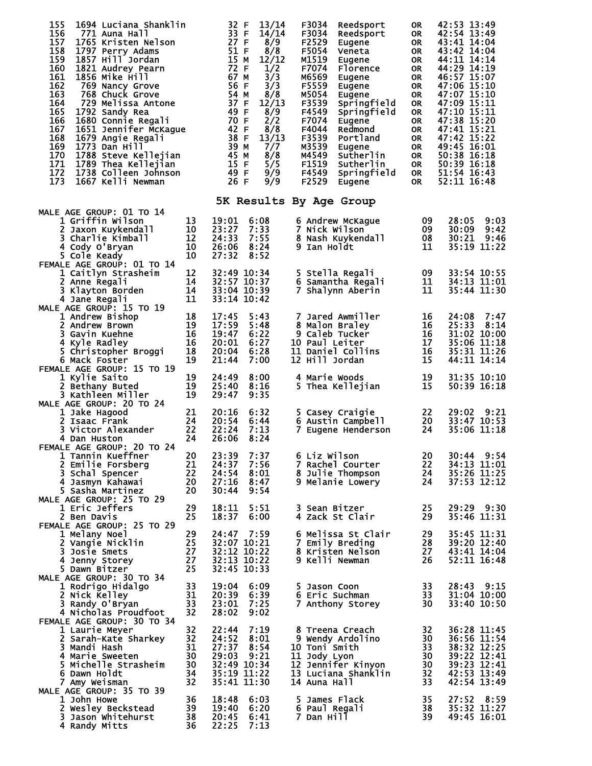| Place | Bib | Name | Age | Sex | Div Place | Division | City | State | Time | Pace |
|---|---|---|---|---|---|---|---|---|---|---|
| 155 | 1694 | Luciana Shanklin | 32 | F | 13/14 | F3034 | Reedsport | OR | 42:53 | 13:49 |
| 156 | 771 | Auna Hall | 33 | F | 14/14 | F3034 | Reedsport | OR | 42:54 | 13:49 |
| 157 | 1765 | Kristen Nelson | 27 | F | 8/9 | F2529 | Eugene | OR | 43:41 | 14:04 |
| 158 | 1797 | Perry Adams | 51 | F | 8/8 | F5054 | Veneta | OR | 43:42 | 14:04 |
| 159 | 1857 | Hill Jordan | 15 | M | 12/12 | M1519 | Eugene | OR | 44:11 | 14:14 |
| 160 | 1821 | Audrey Pearn | 72 | F | 1/2 | F7074 | Florence | OR | 44:29 | 14:19 |
| 161 | 1856 | Mike Hill | 67 | M | 3/3 | M6569 | Eugene | OR | 46:57 | 15:07 |
| 162 | 769 | Nancy Grove | 56 | F | 3/3 | F5559 | Eugene | OR | 47:06 | 15:10 |
| 163 | 768 | Chuck Grove | 54 | M | 8/8 | M5054 | Eugene | OR | 47:07 | 15:10 |
| 164 | 729 | Melissa Antone | 37 | F | 12/13 | F3539 | Springfield | OR | 47:09 | 15:11 |
| 165 | 1792 | Sandy Rea | 49 | F | 8/9 | F4549 | Springfield | OR | 47:10 | 15:11 |
| 166 | 1680 | Connie Regali | 70 | F | 2/2 | F7074 | Eugene | OR | 47:38 | 15:20 |
| 167 | 1651 | Jennifer McKague | 42 | F | 8/8 | F4044 | Redmond | OR | 47:41 | 15:21 |
| 168 | 1679 | Angie Regali | 38 | F | 13/13 | F3539 | Portland | OR | 47:42 | 15:22 |
| 169 | 1773 | Dan Hill | 39 | M | 7/7 | M3539 | Eugene | OR | 49:45 | 16:01 |
| 170 | 1788 | Steve Kellejian | 45 | M | 8/8 | M4549 | Sutherlin | OR | 50:38 | 16:18 |
| 171 | 1789 | Thea Kellejian | 15 | F | 5/5 | F1519 | Sutherlin | OR | 50:39 | 16:18 |
| 172 | 1738 | Colleen Johnson | 49 | F | 9/9 | F4549 | Springfield | OR | 51:54 | 16:43 |
| 173 | 1667 | Kelli Newman | 26 | F | 9/9 | F2529 | Eugene | OR | 52:11 | 16:48 |

## 5K Results By Age Group

### MALE AGE GROUP: 01 TO 14

| Place | Name | Age | Time | Pace |
|---|---|---|---|---|
| 1 | Griffin Wilson | 13 | 19:01 | 6:08 |
| 2 | Jaxon Kuykendall | 10 | 23:27 | 7:33 |
| 3 | Charlie Kimball | 12 | 24:33 | 7:55 |
| 4 | Cody O'Bryan | 10 | 26:06 | 8:24 |
| 5 | Cole Keady | 10 | 27:32 | 8:52 |
| 6 | Andrew McKague | 09 | 28:05 | 9:03 |
| 7 | Nick Wilson | 09 | 30:09 | 9:42 |
| 8 | Nash Kuykendall | 08 | 30:21 | 9:46 |
| 9 | Ian Holdt | 11 | 35:19 | 11:22 |

### FEMALE AGE GROUP: 01 TO 14

| Place | Name | Age | Time | Pace |
|---|---|---|---|---|
| 1 | Caitlyn Strasheim | 12 | 32:49 | 10:34 |
| 2 | Anne Regali | 14 | 32:57 | 10:37 |
| 3 | Klayton Borden | 14 | 33:04 | 10:39 |
| 4 | Jane Regali | 11 | 33:14 | 10:42 |
| 5 | Stella Regali | 09 | 33:54 | 10:55 |
| 6 | Samantha Regali | 11 | 34:13 | 11:01 |
| 7 | Shalynn Aberin | 11 | 35:44 | 11:30 |

### MALE AGE GROUP: 15 TO 19

| Place | Name | Age | Time | Pace |
|---|---|---|---|---|
| 1 | Andrew Bishop | 18 | 17:45 | 5:43 |
| 2 | Andrew Brown | 19 | 17:59 | 5:48 |
| 3 | Gavin Kuehne | 16 | 19:47 | 6:22 |
| 4 | Kyle Radley | 16 | 20:01 | 6:27 |
| 5 | Christopher Broggi | 18 | 20:04 | 6:28 |
| 6 | Mack Foster | 19 | 21:44 | 7:00 |
| 7 | Jared Awmiller | 16 | 24:08 | 7:47 |
| 8 | Malon Braley | 16 | 25:33 | 8:14 |
| 9 | Caleb Tucker | 16 | 31:02 | 10:00 |
| 10 | Paul Leiter | 17 | 35:06 | 11:18 |
| 11 | Daniel Collins | 16 | 35:31 | 11:26 |
| 12 | Hill Jordan | 15 | 44:11 | 14:14 |

### FEMALE AGE GROUP: 15 TO 19

| Place | Name | Age | Time | Pace |
|---|---|---|---|---|
| 1 | Kylie Saito | 19 | 24:49 | 8:00 |
| 2 | Bethany Buted | 19 | 25:40 | 8:16 |
| 3 | Kathleen Miller | 19 | 29:47 | 9:35 |
| 4 | Marie Woods | 19 | 31:35 | 10:10 |
| 5 | Thea Kellejian | 15 | 50:39 | 16:18 |

### MALE AGE GROUP: 20 TO 24

| Place | Name | Age | Time | Pace |
|---|---|---|---|---|
| 1 | Jake Hagood | 21 | 20:16 | 6:32 |
| 2 | Isaac Frank | 24 | 20:54 | 6:44 |
| 3 | Victor Alexander | 22 | 22:24 | 7:13 |
| 4 | Dan Huston | 24 | 26:06 | 8:24 |
| 5 | Casey Craigie | 22 | 29:02 | 9:21 |
| 6 | Austin Campbell | 20 | 33:47 | 10:53 |
| 7 | Eugene Henderson | 24 | 35:06 | 11:18 |

### FEMALE AGE GROUP: 20 TO 24

| Place | Name | Age | Time | Pace |
|---|---|---|---|---|
| 1 | Tannin Kueffner | 20 | 23:39 | 7:37 |
| 2 | Emilie Forsberg | 21 | 24:37 | 7:56 |
| 3 | Schal Spencer | 22 | 24:54 | 8:01 |
| 4 | Jasmyn Kahawai | 20 | 27:16 | 8:47 |
| 5 | Sasha Martinez | 20 | 30:44 | 9:54 |
| 6 | Liz Wilson | 20 | 30:44 | 9:54 |
| 7 | Rachel Courter | 22 | 34:13 | 11:01 |
| 8 | Julie Thompson | 24 | 35:26 | 11:25 |
| 9 | Melanie Lowery | 24 | 37:53 | 12:12 |

### MALE AGE GROUP: 25 TO 29

| Place | Name | Age | Time | Pace |
|---|---|---|---|---|
| 1 | Eric Jeffers | 29 | 18:11 | 5:51 |
| 2 | Ben Davis | 25 | 18:37 | 6:00 |
| 3 | Sean Bitzer | 25 | 29:29 | 9:30 |
| 4 | Zack St Clair | 29 | 35:46 | 11:31 |

### FEMALE AGE GROUP: 25 TO 29

| Place | Name | Age | Time | Pace |
|---|---|---|---|---|
| 1 | Melany Noel | 29 | 24:47 | 7:59 |
| 2 | Vangie Nicklin | 25 | 32:07 | 10:21 |
| 3 | Josie Smets | 27 | 32:12 | 10:22 |
| 4 | Jenny Storey | 27 | 32:13 | 10:22 |
| 5 | Dawn Bitzer | 25 | 32:45 | 10:33 |
| 6 | Melissa St Clair | 29 | 35:45 | 11:31 |
| 7 | Emily Breding | 28 | 39:20 | 12:40 |
| 8 | Kristen Nelson | 27 | 43:41 | 14:04 |
| 9 | Kelli Newman | 26 | 52:11 | 16:48 |

### MALE AGE GROUP: 30 TO 34

| Place | Name | Age | Time | Pace |
|---|---|---|---|---|
| 1 | Rodrigo Hidalgo | 33 | 19:04 | 6:09 |
| 2 | Nick Kelley | 31 | 20:39 | 6:39 |
| 3 | Randy O'Bryan | 33 | 23:01 | 7:25 |
| 4 | Nicholas Proudfoot | 32 | 28:02 | 9:02 |
| 5 | Jason Coon | 33 | 28:43 | 9:15 |
| 6 | Eric Suchman | 33 | 31:04 | 10:00 |
| 7 | Anthony Storey | 30 | 33:40 | 10:50 |

### FEMALE AGE GROUP: 30 TO 34

| Place | Name | Age | Time | Pace |
|---|---|---|---|---|
| 1 | Laurie Meyer | 32 | 22:44 | 7:19 |
| 2 | Sarah-Kate Sharkey | 32 | 24:52 | 8:01 |
| 3 | Mandi Hash | 31 | 27:37 | 8:54 |
| 4 | Marie Sweeten | 30 | 29:03 | 9:21 |
| 5 | Michelle Strasheim | 30 | 32:49 | 10:34 |
| 6 | Dawn Holdt | 34 | 35:19 | 11:22 |
| 7 | Amy Weisman | 32 | 35:41 | 11:30 |
| 8 | Treena Creach | 32 | 36:28 | 11:45 |
| 9 | Wendy Ardolino | 30 | 36:56 | 11:54 |
| 10 | Toni Smith | 33 | 38:32 | 12:25 |
| 11 | Jody Lyon | 30 | 39:22 | 12:41 |
| 12 | Jennifer Kinyon | 30 | 39:23 | 12:41 |
| 13 | Luciana Shanklin | 32 | 42:53 | 13:49 |
| 14 | Auna Hall | 33 | 42:54 | 13:49 |

### MALE AGE GROUP: 35 TO 39

| Place | Name | Age | Time | Pace |
|---|---|---|---|---|
| 1 | John Howe | 36 | 18:48 | 6:03 |
| 2 | Wesley Beckstead | 39 | 19:40 | 6:20 |
| 3 | Jason Whitehurst | 38 | 20:45 | 6:41 |
| 4 | Randy Mitts | 36 | 22:25 | 7:13 |
| 5 | James Flack | 35 | 27:52 | 8:59 |
| 6 | Paul Regali | 38 | 35:32 | 11:27 |
| 7 | Dan Hill | 39 | 49:45 | 16:01 |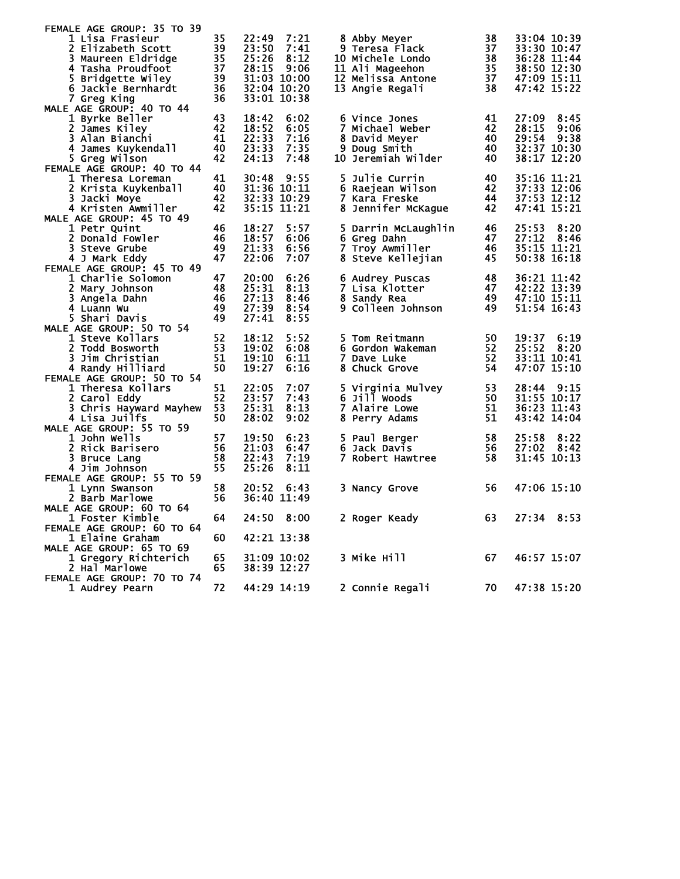FEMALE AGE GROUP: 35 TO 39

| | | | | |
|---|---|---|---|---|
| 1 | Lisa Frasieur | 35 | 22:49 | 7:21 |
| 2 | Elizabeth Scott | 39 | 23:50 | 7:41 |
| 3 | Maureen Eldridge | 35 | 25:26 | 8:12 |
| 4 | Tasha Proudfoot | 37 | 28:15 | 9:06 |
| 5 | Bridgette Wiley | 39 | 31:03 | 10:00 |
| 6 | Jackie Bernhardt | 36 | 32:04 | 10:20 |
| 7 | Greg King | 36 | 33:01 | 10:38 |
| 8 | Abby Meyer | 38 | 33:04 | 10:39 |
| 9 | Teresa Flack | 37 | 33:30 | 10:47 |
| 10 | Michele Londo | 38 | 36:28 | 11:44 |
| 11 | Ali Mageehon | 35 | 38:50 | 12:30 |
| 12 | Melissa Antone | 37 | 47:09 | 15:11 |
| 13 | Angie Regali | 38 | 47:42 | 15:22 |

MALE AGE GROUP: 40 TO 44

| | | | | |
|---|---|---|---|---|
| 1 | Byrke Beller | 43 | 18:42 | 6:02 |
| 2 | James Kiley | 42 | 18:52 | 6:05 |
| 3 | Alan Bianchi | 41 | 22:33 | 7:16 |
| 4 | James Kuykendall | 40 | 23:33 | 7:35 |
| 5 | Greg Wilson | 42 | 24:13 | 7:48 |
| 6 | Vince Jones | 41 | 27:09 | 8:45 |
| 7 | Michael Weber | 42 | 28:15 | 9:06 |
| 8 | David Meyer | 40 | 29:54 | 9:38 |
| 9 | Doug Smith | 40 | 32:37 | 10:30 |
| 10 | Jeremiah Wilder | 40 | 38:17 | 12:20 |

FEMALE AGE GROUP: 40 TO 44

| | | | | |
|---|---|---|---|---|
| 1 | Theresa Loreman | 41 | 30:48 | 9:55 |
| 2 | Krista Kuykenball | 40 | 31:36 | 10:11 |
| 3 | Jacki Moye | 42 | 32:33 | 10:29 |
| 4 | Kristen Awmiller | 42 | 35:15 | 11:21 |
| 5 | Julie Currin | 40 | 35:16 | 11:21 |
| 6 | Raejean Wilson | 42 | 37:33 | 12:06 |
| 7 | Kara Freske | 44 | 37:53 | 12:12 |
| 8 | Jennifer McKague | 42 | 47:41 | 15:21 |

MALE AGE GROUP: 45 TO 49

| | | | | |
|---|---|---|---|---|
| 1 | Petr Quint | 46 | 18:27 | 5:57 |
| 2 | Donald Fowler | 46 | 18:57 | 6:06 |
| 3 | Steve Grube | 49 | 21:33 | 6:56 |
| 4 | J Mark Eddy | 47 | 22:06 | 7:07 |
| 5 | Darrin McLaughlin | 46 | 25:53 | 8:20 |
| 6 | Greg Dahn | 47 | 27:12 | 8:46 |
| 7 | Troy Awmiller | 46 | 35:15 | 11:21 |
| 8 | Steve Kellejian | 45 | 50:38 | 16:18 |

FEMALE AGE GROUP: 45 TO 49

| | | | | |
|---|---|---|---|---|
| 1 | Charlie Solomon | 47 | 20:00 | 6:26 |
| 2 | Mary Johnson | 48 | 25:31 | 8:13 |
| 3 | Angela Dahn | 46 | 27:13 | 8:46 |
| 4 | Luann Wu | 49 | 27:39 | 8:54 |
| 5 | Shari Davis | 49 | 27:41 | 8:55 |
| 6 | Audrey Puscas | 48 | 36:21 | 11:42 |
| 7 | Lisa Klotter | 47 | 42:22 | 13:39 |
| 8 | Sandy Rea | 49 | 47:10 | 15:11 |
| 9 | Colleen Johnson | 49 | 51:54 | 16:43 |

MALE AGE GROUP: 50 TO 54

| | | | | |
|---|---|---|---|---|
| 1 | Steve Kollars | 52 | 18:12 | 5:52 |
| 2 | Todd Bosworth | 53 | 19:02 | 6:08 |
| 3 | Jim Christian | 51 | 19:10 | 6:11 |
| 4 | Randy Hilliard | 50 | 19:27 | 6:16 |
| 5 | Tom Reitmann | 50 | 19:37 | 6:19 |
| 6 | Gordon Wakeman | 52 | 25:52 | 8:20 |
| 7 | Dave Luke | 52 | 33:11 | 10:41 |
| 8 | Chuck Grove | 54 | 47:07 | 15:10 |

FEMALE AGE GROUP: 50 TO 54

| | | | | |
|---|---|---|---|---|
| 1 | Theresa Kollars | 51 | 22:05 | 7:07 |
| 2 | Carol Eddy | 52 | 23:57 | 7:43 |
| 3 | Chris Hayward Mayhew | 53 | 25:31 | 8:13 |
| 4 | Lisa Juilfs | 50 | 28:02 | 9:02 |
| 5 | Virginia Mulvey | 53 | 28:44 | 9:15 |
| 6 | Jill Woods | 50 | 31:55 | 10:17 |
| 7 | Alaire Lowe | 51 | 36:23 | 11:43 |
| 8 | Perry Adams | 51 | 43:42 | 14:04 |

MALE AGE GROUP: 55 TO 59

| | | | | |
|---|---|---|---|---|
| 1 | John Wells | 57 | 19:50 | 6:23 |
| 2 | Rick Barisero | 56 | 21:03 | 6:47 |
| 3 | Bruce Lang | 58 | 22:43 | 7:19 |
| 4 | Jim Johnson | 55 | 25:26 | 8:11 |
| 5 | Paul Berger | 58 | 25:58 | 8:22 |
| 6 | Jack Davis | 56 | 27:02 | 8:42 |
| 7 | Robert Hawtree | 58 | 31:45 | 10:13 |

FEMALE AGE GROUP: 55 TO 59

| | | | | |
|---|---|---|---|---|
| 1 | Lynn Swanson | 58 | 20:52 | 6:43 |
| 2 | Barb Marlowe | 56 | 36:40 | 11:49 |
| 3 | Nancy Grove | 56 | 47:06 | 15:10 |

MALE AGE GROUP: 60 TO 64

| | | | | |
|---|---|---|---|---|
| 1 | Foster Kimble | 64 | 24:50 | 8:00 |
| 2 | Roger Keady | 63 | 27:34 | 8:53 |

FEMALE AGE GROUP: 60 TO 64

| | | | | |
|---|---|---|---|---|
| 1 | Elaine Graham | 60 | 42:21 | 13:38 |

MALE AGE GROUP: 65 TO 69

| | | | | |
|---|---|---|---|---|
| 1 | Gregory Richterich | 65 | 31:09 | 10:02 |
| 2 | Hal Marlowe | 65 | 38:39 | 12:27 |
| 3 | Mike Hill | 67 | 46:57 | 15:07 |

FEMALE AGE GROUP: 70 TO 74

| | | | | |
|---|---|---|---|---|
| 1 | Audrey Pearn | 72 | 44:29 | 14:19 |
| 2 | Connie Regali | 70 | 47:38 | 15:20 |